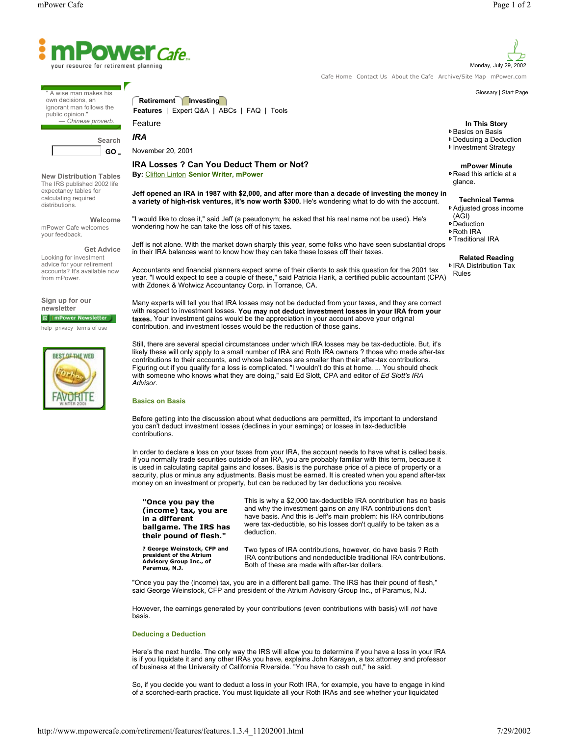# mPower Cafe

your resource for retirement planning

Monday, July 29, 2002

Cafe Home Contact Us About the Cafe Archive/Site Map mPower.com

Glossary | Start Page

" A wise man makes his own decisions, an ignorant man follows the public opinion."
— *Chinese proverb.*

Search

GO

**New Distribution Tables**
The IRS published 2002 life expectancy tables for calculating required distributions.

**Welcome**
mPower Cafe welcomes your feedback.

**Get Advice**
Looking for investment advice for your retirement accounts? It's available now from mPower.

**Sign up for our newsletter**
mPower Newsletter

help privacy terms of use

Retirement | Investing

**Features** | Expert Q&A | ABCs | FAQ | Tools

Feature

## *IRA*

November 20, 2001

## IRA Losses ? Can You Deduct Them or Not?

**By:** Clifton Linton **Senior Writer, mPower**

**Jeff opened an IRA in 1987 with $2,000, and after more than a decade of investing the money in a variety of high-risk ventures, it's now worth $300.** He's wondering what to do with the account.

"I would like to close it," said Jeff (a pseudonym; he asked that his real name not be used). He's wondering how he can take the loss off of his taxes.

Jeff is not alone. With the market down sharply this year, some folks who have seen substantial drops in their IRA balances want to know how they can take these losses off their taxes.

Accountants and financial planners expect some of their clients to ask this question for the 2001 tax year. "I would expect to see a couple of these," said Patricia Harik, a certified public accountant (CPA) with Zdonek & Wolwicz Accountancy Corp. in Torrance, CA.

Many experts will tell you that IRA losses may not be deducted from your taxes, and they are correct with respect to investment losses. **You may not deduct investment losses in your IRA from your taxes.** Your investment gains would be the appreciation in your account above your original contribution, and investment losses would be the reduction of those gains.

Still, there are several special circumstances under which IRA losses may be tax-deductible. But, it's likely these will only apply to a small number of IRA and Roth IRA owners ? those who made after-tax contributions to their accounts, and whose balances are smaller than their after-tax contributions. Figuring out if you qualify for a loss is complicated. "I wouldn't do this at home. ... You should check with someone who knows what they are doing," said Ed Slott, CPA and editor of *Ed Slott's IRA Advisor*.

### Basics on Basis

Before getting into the discussion about what deductions are permitted, it's important to understand you can't deduct investment losses (declines in your earnings) or losses in tax-deductible contributions.

In order to declare a loss on your taxes from your IRA, the account needs to have what is called basis. If you normally trade securities outside of an IRA, you are probably familiar with this term, because it is used in calculating capital gains and losses. Basis is the purchase price of a piece of property or a security, plus or minus any adjustments. Basis must be earned. It is created when you spend after-tax money on an investment or property, but can be reduced by tax deductions you receive.

> **"Once you pay the (income) tax, you are in a different ballgame. The IRS has their pound of flesh."**
>
> **? George Weinstock, CFP and president of the Atrium Advisory Group Inc., of Paramus, N.J.**

This is why a $2,000 tax-deductible IRA contribution has no basis and why the investment gains on any IRA contributions don't have basis. And this is Jeff's main problem: his IRA contributions were tax-deductible, so his losses don't qualify to be taken as a deduction.

Two types of IRA contributions, however, do have basis ? Roth IRA contributions and nondeductible traditional IRA contributions. Both of these are made with after-tax dollars.

"Once you pay the (income) tax, you are in a different ball game. The IRS has their pound of flesh," said George Weinstock, CFP and president of the Atrium Advisory Group Inc., of Paramus, N.J.

However, the earnings generated by your contributions (even contributions with basis) will *not* have basis.

### Deducing a Deduction

Here's the next hurdle. The only way the IRS will allow you to determine if you have a loss in your IRA is if you liquidate it and any other IRAs you have, explains John Karayan, a tax attorney and professor of business at the University of California Riverside. "You have to cash out," he said.

So, if you decide you want to deduct a loss in your Roth IRA, for example, you have to engage in kind of a scorched-earth practice. You must liquidate all your Roth IRAs and see whether your liquidated

**In This Story**
- Basics on Basis
- Deducing a Deduction
- Investment Strategy

**mPower Minute**
- Read this article at a glance.

**Technical Terms**
- Adjusted gross income (AGI)
- Deduction
- Roth IRA
- Traditional IRA

**Related Reading**
- IRA Distribution Tax Rules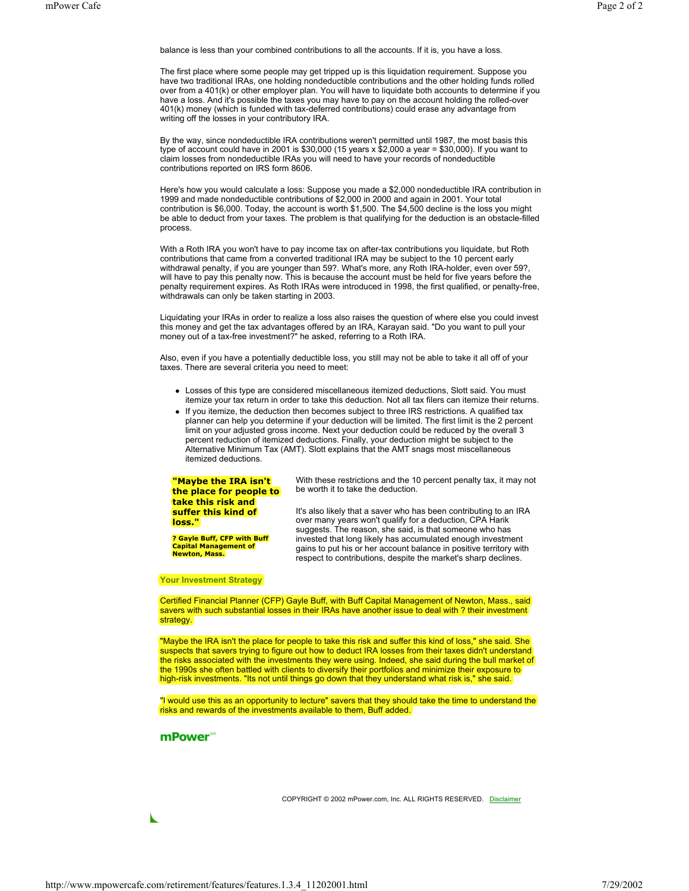balance is less than your combined contributions to all the accounts. If it is, you have a loss.

The first place where some people may get tripped up is this liquidation requirement. Suppose you have two traditional IRAs, one holding nondeductible contributions and the other holding funds rolled over from a 401(k) or other employer plan. You will have to liquidate both accounts to determine if you have a loss. And it's possible the taxes you may have to pay on the account holding the rolled-over 401(k) money (which is funded with tax-deferred contributions) could erase any advantage from writing off the losses in your contributory IRA.

By the way, since nondeductible IRA contributions weren't permitted until 1987, the most basis this type of account could have in 2001 is $30,000 (15 years x $2,000 a year = $30,000). If you want to claim losses from nondeductible IRAs you will need to have your records of nondeductible contributions reported on IRS form 8606.

Here's how you would calculate a loss: Suppose you made a $2,000 nondeductible IRA contribution in 1999 and made nondeductible contributions of $2,000 in 2000 and again in 2001. Your total contribution is $6,000. Today, the account is worth $1,500. The $4,500 decline is the loss you might be able to deduct from your taxes. The problem is that qualifying for the deduction is an obstacle-filled process.

With a Roth IRA you won't have to pay income tax on after-tax contributions you liquidate, but Roth contributions that came from a converted traditional IRA may be subject to the 10 percent early withdrawal penalty, if you are younger than 59?. What's more, any Roth IRA-holder, even over 59?, will have to pay this penalty now. This is because the account must be held for five years before the penalty requirement expires. As Roth IRAs were introduced in 1998, the first qualified, or penalty-free, withdrawals can only be taken starting in 2003.

Liquidating your IRAs in order to realize a loss also raises the question of where else you could invest this money and get the tax advantages offered by an IRA, Karayan said. "Do you want to pull your money out of a tax-free investment?" he asked, referring to a Roth IRA.

Also, even if you have a potentially deductible loss, you still may not be able to take it all off of your taxes. There are several criteria you need to meet:

- Losses of this type are considered miscellaneous itemized deductions, Slott said. You must itemize your tax return in order to take this deduction. Not all tax filers can itemize their returns.
- If you itemize, the deduction then becomes subject to three IRS restrictions. A qualified tax planner can help you determine if your deduction will be limited. The first limit is the 2 percent limit on your adjusted gross income. Next your deduction could be reduced by the overall 3 percent reduction of itemized deductions. Finally, your deduction might be subject to the Alternative Minimum Tax (AMT). Slott explains that the AMT snags most miscellaneous itemized deductions.

**"Maybe the IRA isn't the place for people to take this risk and suffer this kind of loss."**

**? Gayle Buff, CFP with Buff Capital Management of Newton, Mass.**

With these restrictions and the 10 percent penalty tax, it may not be worth it to take the deduction.

It's also likely that a saver who has been contributing to an IRA over many years won't qualify for a deduction, CPA Harik suggests. The reason, she said, is that someone who has invested that long likely has accumulated enough investment gains to put his or her account balance in positive territory with respect to contributions, despite the market's sharp declines.

### Your Investment Strategy

Certified Financial Planner (CFP) Gayle Buff, with Buff Capital Management of Newton, Mass., said savers with such substantial losses in their IRAs have another issue to deal with ? their investment strategy.

"Maybe the IRA isn't the place for people to take this risk and suffer this kind of loss," she said. She suspects that savers trying to figure out how to deduct IRA losses from their taxes didn't understand the risks associated with the investments they were using. Indeed, she said during the bull market of the 1990s she often battled with clients to diversify their portfolios and minimize their exposure to high-risk investments. "Its not until things go down that they understand what risk is," she said.

"I would use this as an opportunity to lecture" savers that they should take the time to understand the risks and rewards of the investments available to them, Buff added.

**mPower**

COPYRIGHT © 2002 mPower.com, Inc. ALL RIGHTS RESERVED. Disclaimer